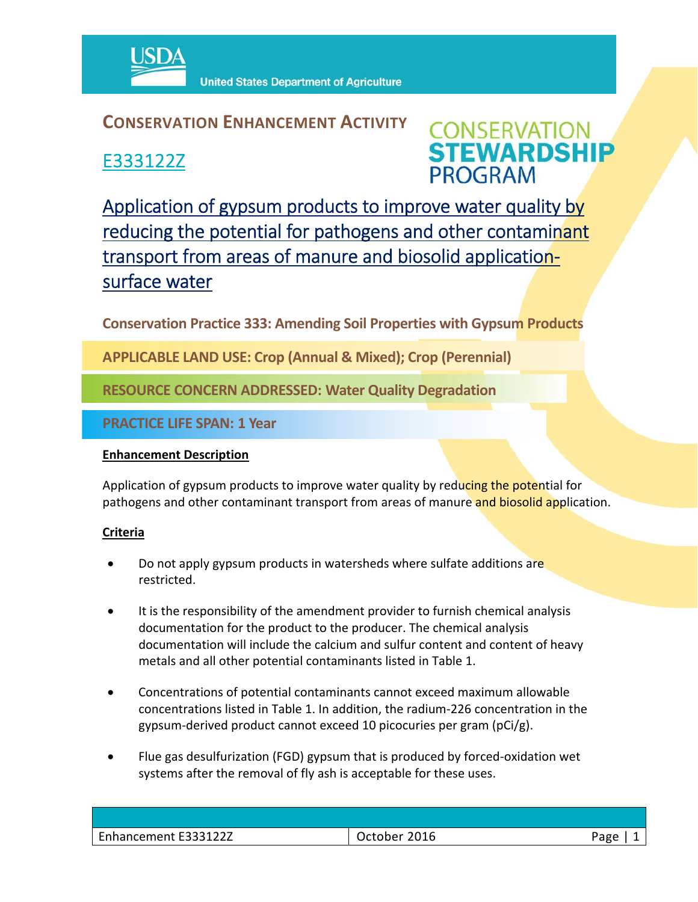**United States Department of Agriculture**

## CONSERVATION ENHANCEMENT ACTIVITY

**CONSERVATION STEWARDSHIP PROGRAM**

## E333122Z

# Application of gypsum products to improve water quality by reducing the potential for pathogens and other contaminant transport from areas of manure and biosolid application-surface water

**Conservation Practice 333: Amending Soil Properties with Gypsum Products**

**APPLICABLE LAND USE: Crop (Annual & Mixed); Crop (Perennial)**

**RESOURCE CONCERN ADDRESSED: Water Quality Degradation**

**PRACTICE LIFE SPAN: 1 Year**

### Enhancement Description

Application of gypsum products to improve water quality by reducing the potential for pathogens and other contaminant transport from areas of manure and biosolid application.

### Criteria

- Do not apply gypsum products in watersheds where sulfate additions are restricted.
- It is the responsibility of the amendment provider to furnish chemical analysis documentation for the product to the producer. The chemical analysis documentation will include the calcium and sulfur content and content of heavy metals and all other potential contaminants listed in Table 1.
- Concentrations of potential contaminants cannot exceed maximum allowable concentrations listed in Table 1. In addition, the radium-226 concentration in the gypsum-derived product cannot exceed 10 picocuries per gram (pCi/g).
- Flue gas desulfurization (FGD) gypsum that is produced by forced-oxidation wet systems after the removal of fly ash is acceptable for these uses.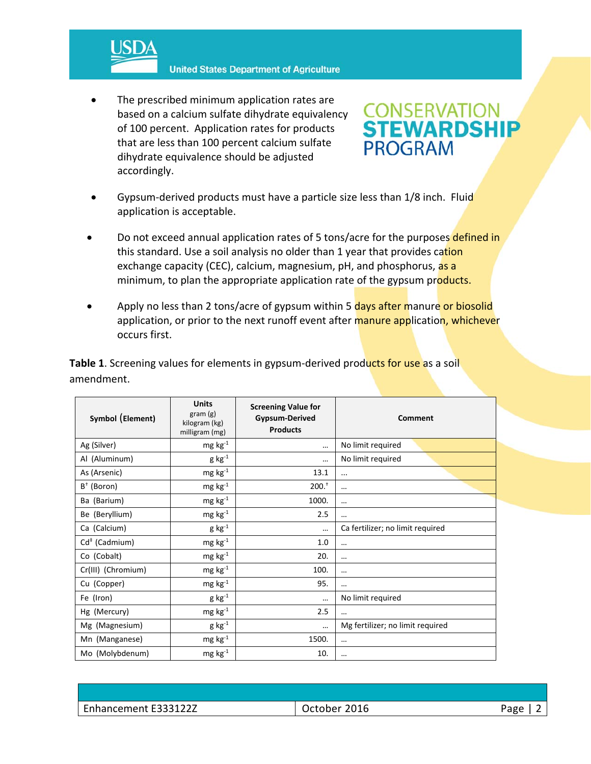- The prescribed minimum application rates are based on a calcium sulfate dihydrate equivalency of 100 percent. Application rates for products that are less than 100 percent calcium sulfate dihydrate equivalence should be adjusted accordingly.

- Gypsum-derived products must have a particle size less than 1/8 inch. Fluid application is acceptable.

- Do not exceed annual application rates of 5 tons/acre for the purposes defined in this standard. Use a soil analysis no older than 1 year that provides cation exchange capacity (CEC), calcium, magnesium, pH, and phosphorus, as a minimum, to plan the appropriate application rate of the gypsum products.

- Apply no less than 2 tons/acre of gypsum within 5 days after manure or biosolid application, or prior to the next runoff event after manure application, whichever occurs first.

**Table 1**. Screening values for elements in gypsum-derived products for use as a soil amendment.

| Symbol (Element) | Units gram (g) kilogram (kg) milligram (mg) | Screening Value for Gypsum-Derived Products | Comment |
|---|---|---|---|
| Ag (Silver) | mg $kg^{-1}$ | … | No limit required |
| Al (Aluminum) | g $kg^{-1}$ | … | No limit required |
| As (Arsenic) | mg $kg^{-1}$ | 13.1 | … |
| B[†] (Boron) | mg $kg^{-1}$ | 200.[†] | … |
| Ba (Barium) | mg $kg^{-1}$ | 1000. | … |
| Be (Beryllium) | mg $kg^{-1}$ | 2.5 | … |
| Ca (Calcium) | g $kg^{-1}$ | … | Ca fertilizer; no limit required |
| Cd[‡] (Cadmium) | mg $kg^{-1}$ | 1.0 | … |
| Co (Cobalt) | mg $kg^{-1}$ | 20. | … |
| Cr(III) (Chromium) | mg $kg^{-1}$ | 100. | … |
| Cu (Copper) | mg $kg^{-1}$ | 95. | … |
| Fe (Iron) | g $kg^{-1}$ | … | No limit required |
| Hg (Mercury) | mg $kg^{-1}$ | 2.5 | … |
| Mg (Magnesium) | g $kg^{-1}$ | … | Mg fertilizer; no limit required |
| Mn (Manganese) | mg $kg^{-1}$ | 1500. | … |
| Mo (Molybdenum) | mg $kg^{-1}$ | 10. | … |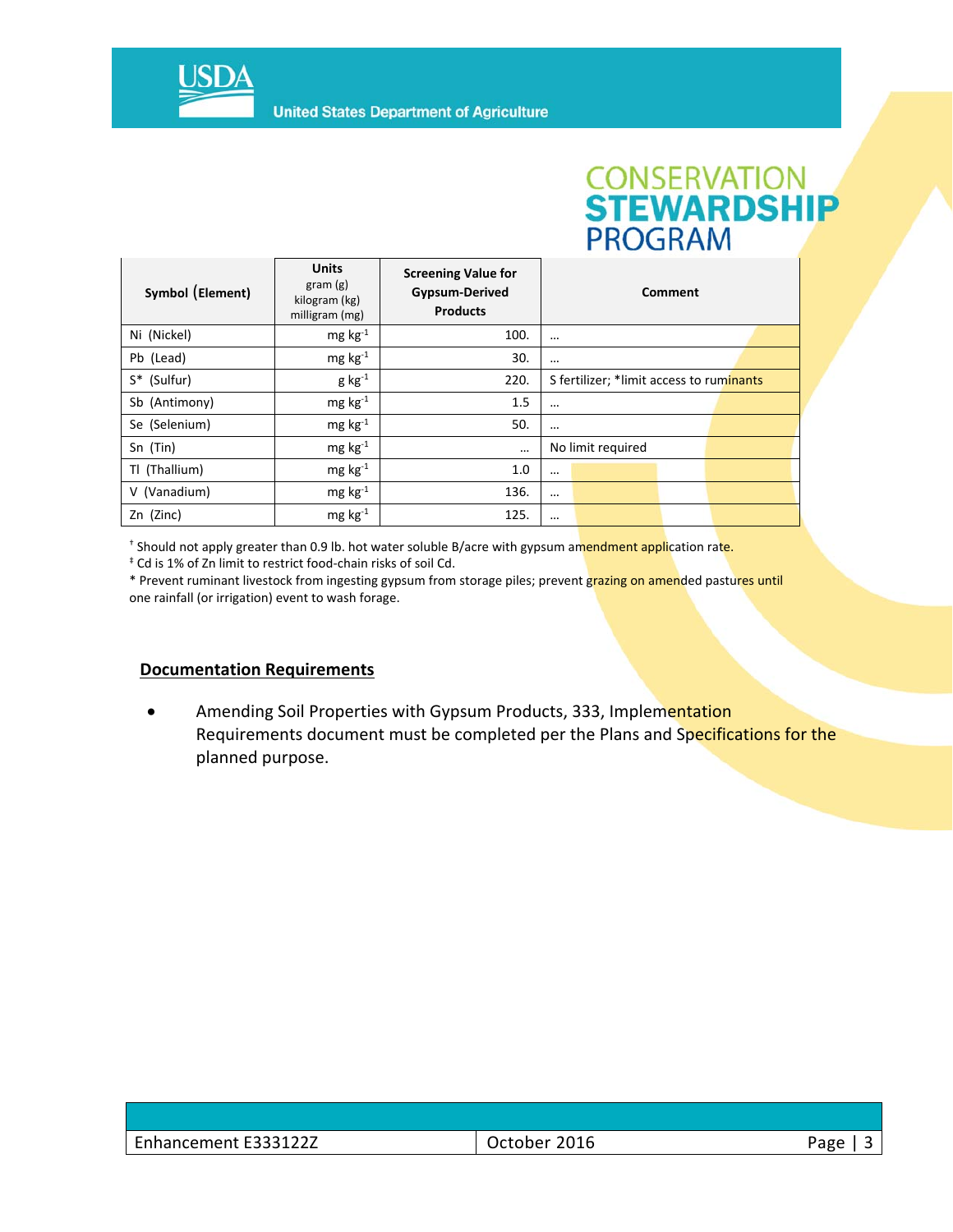| Symbol (Element) | Units gram (g) kilogram (kg) milligram (mg) | Screening Value for Gypsum-Derived Products | Comment |
|---|---|---|---|
| Ni (Nickel) | mg $kg^{-1}$ | 100. | … |
| Pb (Lead) | mg $kg^{-1}$ | 30. | … |
| S* (Sulfur) | g $kg^{-1}$ | 220. | S fertilizer; *limit access to ruminants |
| Sb (Antimony) | mg $kg^{-1}$ | 1.5 | … |
| Se (Selenium) | mg $kg^{-1}$ | 50. | … |
| Sn (Tin) | mg $kg^{-1}$ | … | No limit required |
| Tl (Thallium) | mg $kg^{-1}$ | 1.0 | … |
| V (Vanadium) | mg $kg^{-1}$ | 136. | … |
| Zn (Zinc) | mg $kg^{-1}$ | 125. | … |

† Should not apply greater than 0.9 lb. hot water soluble B/acre with gypsum amendment application rate.
‡ Cd is 1% of Zn limit to restrict food-chain risks of soil Cd.
* Prevent ruminant livestock from ingesting gypsum from storage piles; prevent grazing on amended pastures until one rainfall (or irrigation) event to wash forage.

## Documentation Requirements

- Amending Soil Properties with Gypsum Products, 333, Implementation Requirements document must be completed per the Plans and Specifications for the planned purpose.